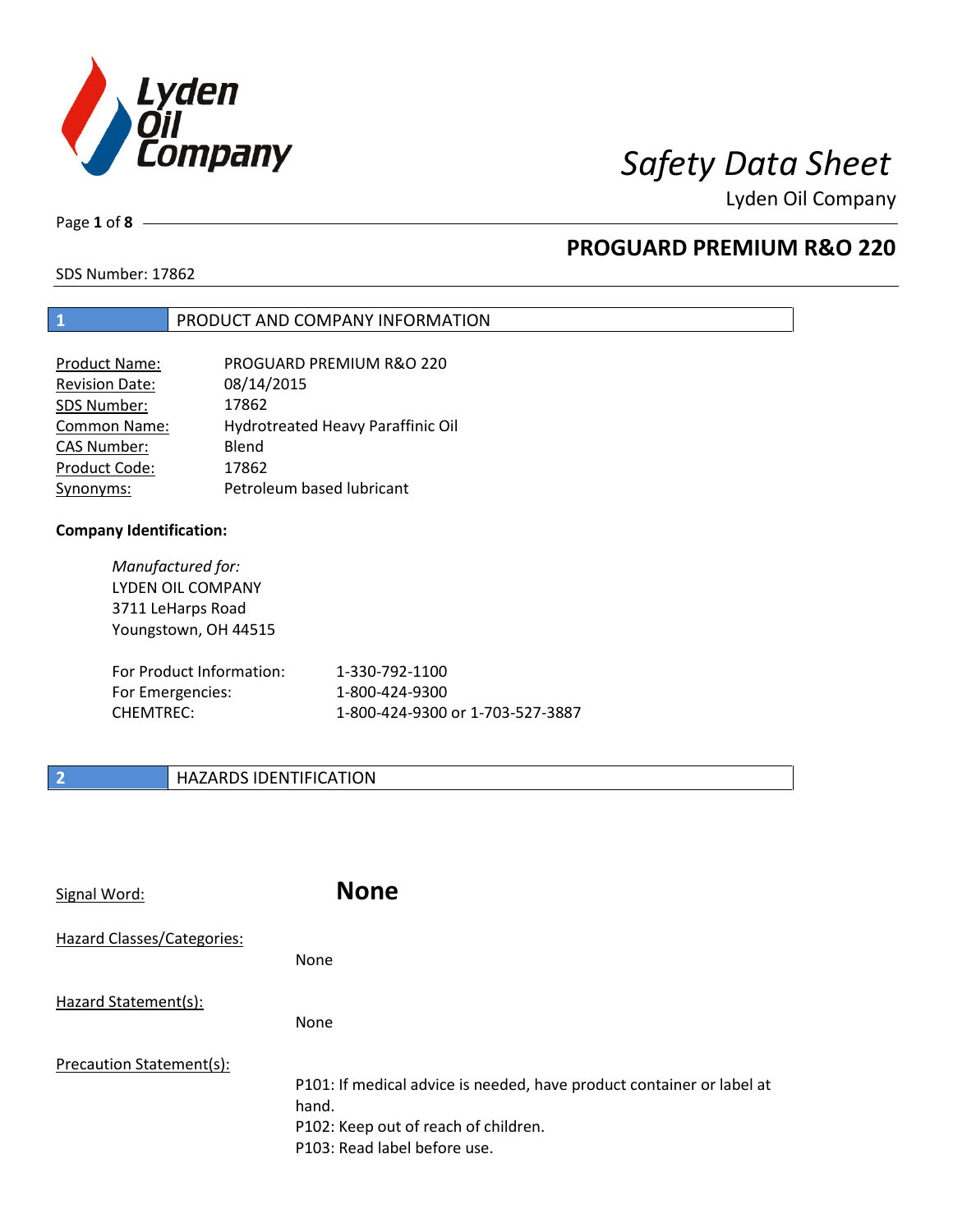# Safety Data Sheet

Lyden Oil Company

## PROGUARD PREMIUM R&O 220

SDS Number: 17862

## 1 PRODUCT AND COMPANY INFORMATION

| | |
|---|---|
| Product Name: | PROGUARD PREMIUM R&O 220 |
| Revision Date: | 08/14/2015 |
| SDS Number: | 17862 |
| Common Name: | Hydrotreated Heavy Paraffinic Oil |
| CAS Number: | Blend |
| Product Code: | 17862 |
| Synonyms: | Petroleum based lubricant |

**Company Identification:**

*Manufactured for:*
LYDEN OIL COMPANY
3711 LeHarps Road
Youngstown, OH 44515

| | |
|---|---|
| For Product Information: | 1-330-792-1100 |
| For Emergencies: | 1-800-424-9300 |
| CHEMTREC: | 1-800-424-9300 or 1-703-527-3887 |

## 2 HAZARDS IDENTIFICATION

Signal Word: **None**

Hazard Classes/Categories:

None

Hazard Statement(s):

None

Precaution Statement(s):

P101: If medical advice is needed, have product container or label at hand.
P102: Keep out of reach of children.
P103: Read label before use.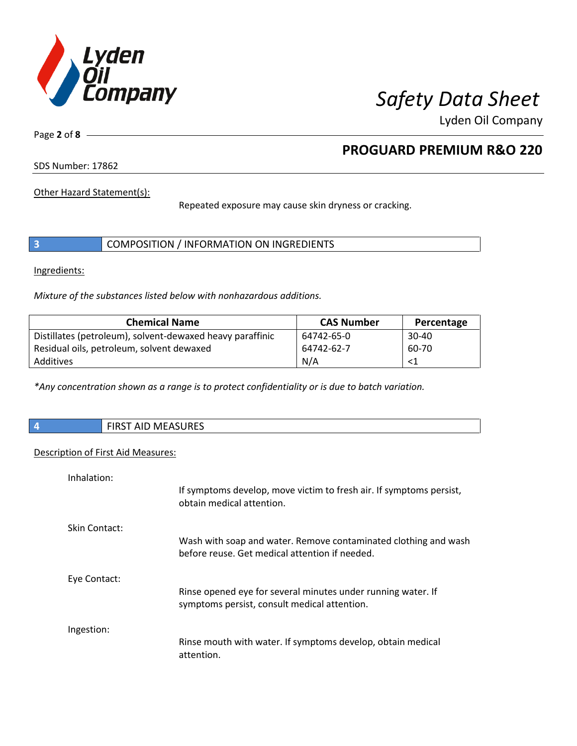Other Hazard Statement(s):

Repeated exposure may cause skin dryness or cracking.

## 3 COMPOSITION / INFORMATION ON INGREDIENTS

Ingredients:

*Mixture of the substances listed below with nonhazardous additions.*

| Chemical Name | CAS Number | Percentage |
|---|---|---|
| Distillates (petroleum), solvent-dewaxed heavy paraffinic | 64742-65-0 | 30-40 |
| Residual oils, petroleum, solvent dewaxed | 64742-62-7 | 60-70 |
| Additives | N/A | <1 |

*\*Any concentration shown as a range is to protect confidentiality or is due to batch variation.*

## 4 FIRST AID MEASURES

Description of First Aid Measures:

Inhalation:

If symptoms develop, move victim to fresh air. If symptoms persist, obtain medical attention.

Skin Contact:

Wash with soap and water. Remove contaminated clothing and wash before reuse. Get medical attention if needed.

Eye Contact:

Rinse opened eye for several minutes under running water. If symptoms persist, consult medical attention.

Ingestion:

Rinse mouth with water. If symptoms develop, obtain medical attention.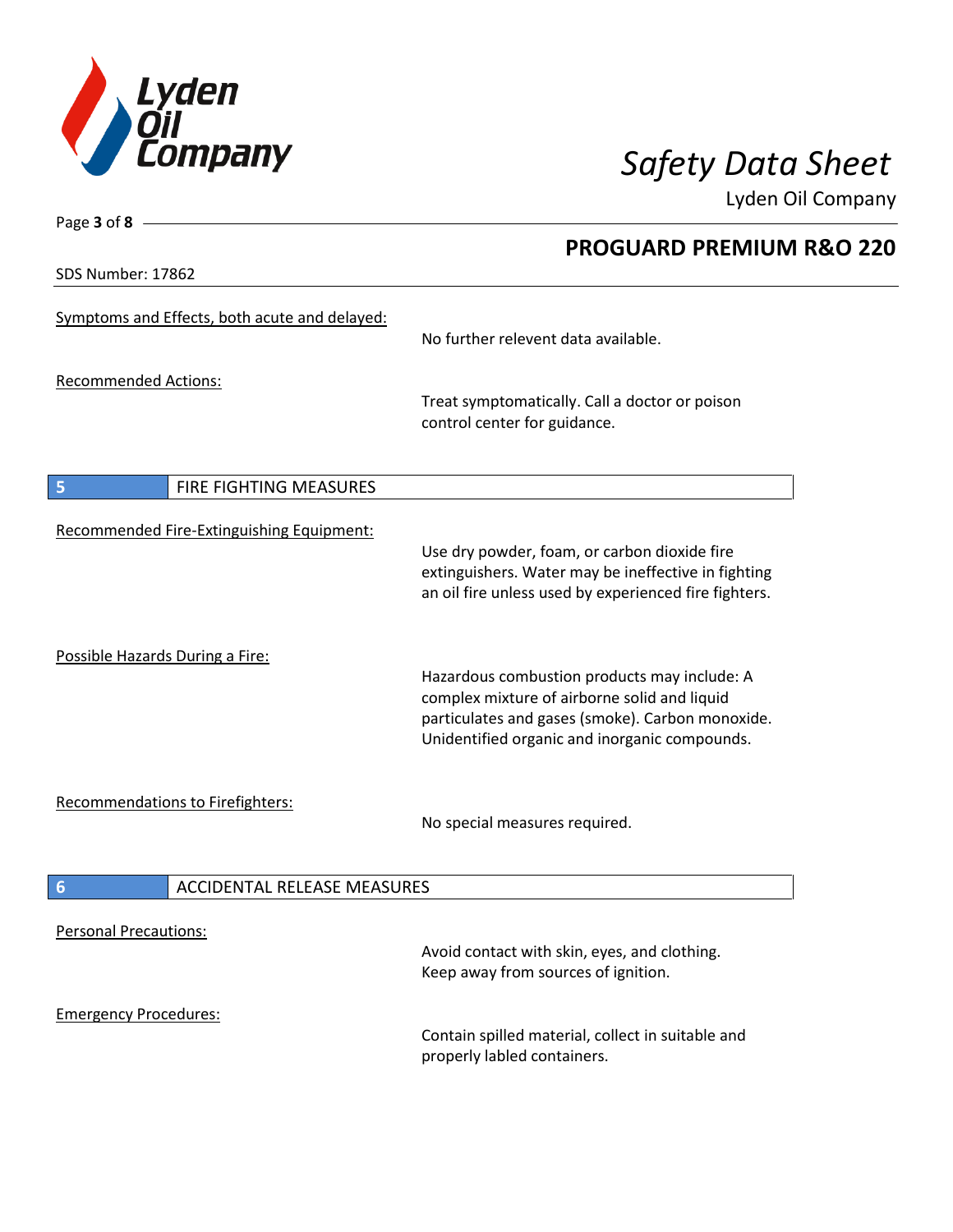## PROGUARD PREMIUM R&O 220

SDS Number: 17862

Symptoms and Effects, both acute and delayed:

No further relevent data available.

Recommended Actions:

Treat symptomatically. Call a doctor or poison control center for guidance.

## 5 FIRE FIGHTING MEASURES

Recommended Fire-Extinguishing Equipment:

Use dry powder, foam, or carbon dioxide fire extinguishers. Water may be ineffective in fighting an oil fire unless used by experienced fire fighters.

Possible Hazards During a Fire:

Hazardous combustion products may include: A complex mixture of airborne solid and liquid particulates and gases (smoke). Carbon monoxide. Unidentified organic and inorganic compounds.

Recommendations to Firefighters:

No special measures required.

## 6 ACCIDENTAL RELEASE MEASURES

Personal Precautions:

Avoid contact with skin, eyes, and clothing. Keep away from sources of ignition.

Emergency Procedures:

Contain spilled material, collect in suitable and properly labled containers.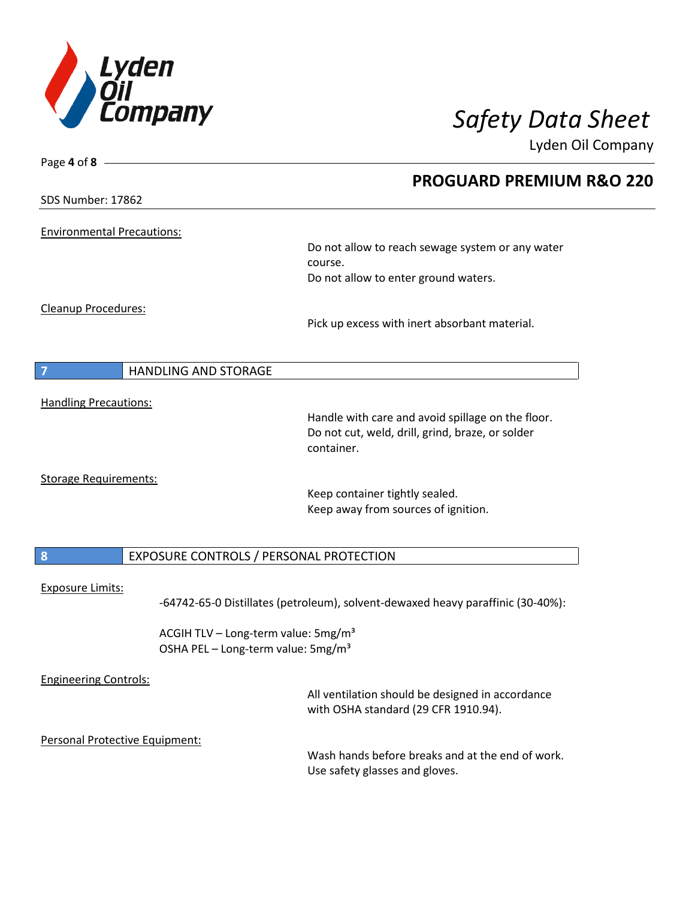Environmental Precautions:

Do not allow to reach sewage system or any water course.
Do not allow to enter ground waters.

Cleanup Procedures:

Pick up excess with inert absorbant material.

## 7 HANDLING AND STORAGE

Handling Precautions:

Handle with care and avoid spillage on the floor.
Do not cut, weld, drill, grind, braze, or solder container.

Storage Requirements:

Keep container tightly sealed.
Keep away from sources of ignition.

## 8 EXPOSURE CONTROLS / PERSONAL PROTECTION

Exposure Limits:

-64742-65-0 Distillates (petroleum), solvent-dewaxed heavy paraffinic (30-40%):

ACGIH TLV – Long-term value: 5mg/m³
OSHA PEL – Long-term value: 5mg/m³

Engineering Controls:

All ventilation should be designed in accordance with OSHA standard (29 CFR 1910.94).

Personal Protective Equipment:

Wash hands before breaks and at the end of work.
Use safety glasses and gloves.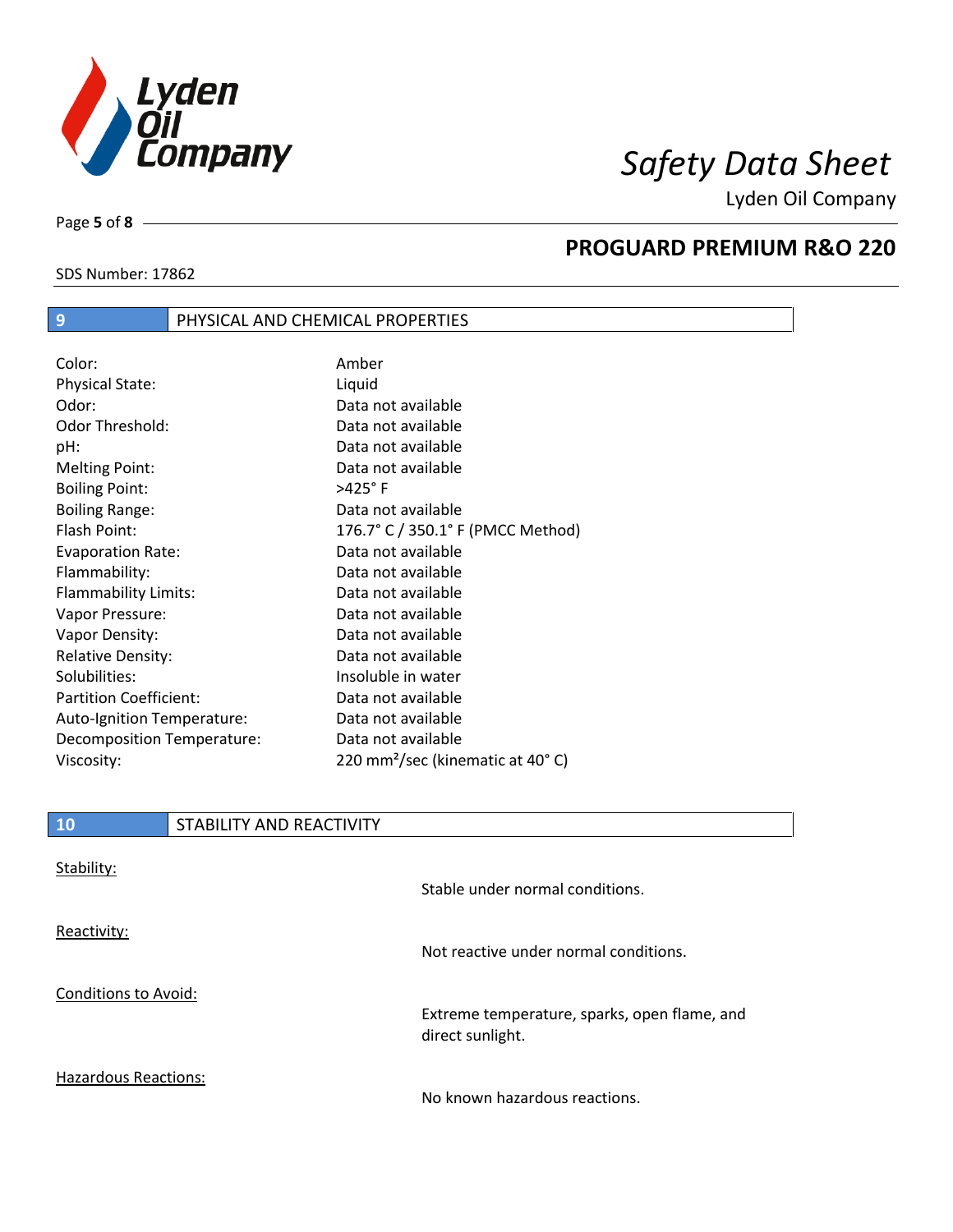## 9 PHYSICAL AND CHEMICAL PROPERTIES

| | |
|---|---|
| Color: | Amber |
| Physical State: | Liquid |
| Odor: | Data not available |
| Odor Threshold: | Data not available |
| pH: | Data not available |
| Melting Point: | Data not available |
| Boiling Point: | >425° F |
| Boiling Range: | Data not available |
| Flash Point: | 176.7° C / 350.1° F (PMCC Method) |
| Evaporation Rate: | Data not available |
| Flammability: | Data not available |
| Flammability Limits: | Data not available |
| Vapor Pressure: | Data not available |
| Vapor Density: | Data not available |
| Relative Density: | Data not available |
| Solubilities: | Insoluble in water |
| Partition Coefficient: | Data not available |
| Auto-Ignition Temperature: | Data not available |
| Decomposition Temperature: | Data not available |
| Viscosity: | 220 $mm^2$/sec (kinematic at 40° C) |

## 10 STABILITY AND REACTIVITY

Stability:

Stable under normal conditions.

Reactivity:

Not reactive under normal conditions.

Conditions to Avoid:

Extreme temperature, sparks, open flame, and direct sunlight.

Hazardous Reactions:

No known hazardous reactions.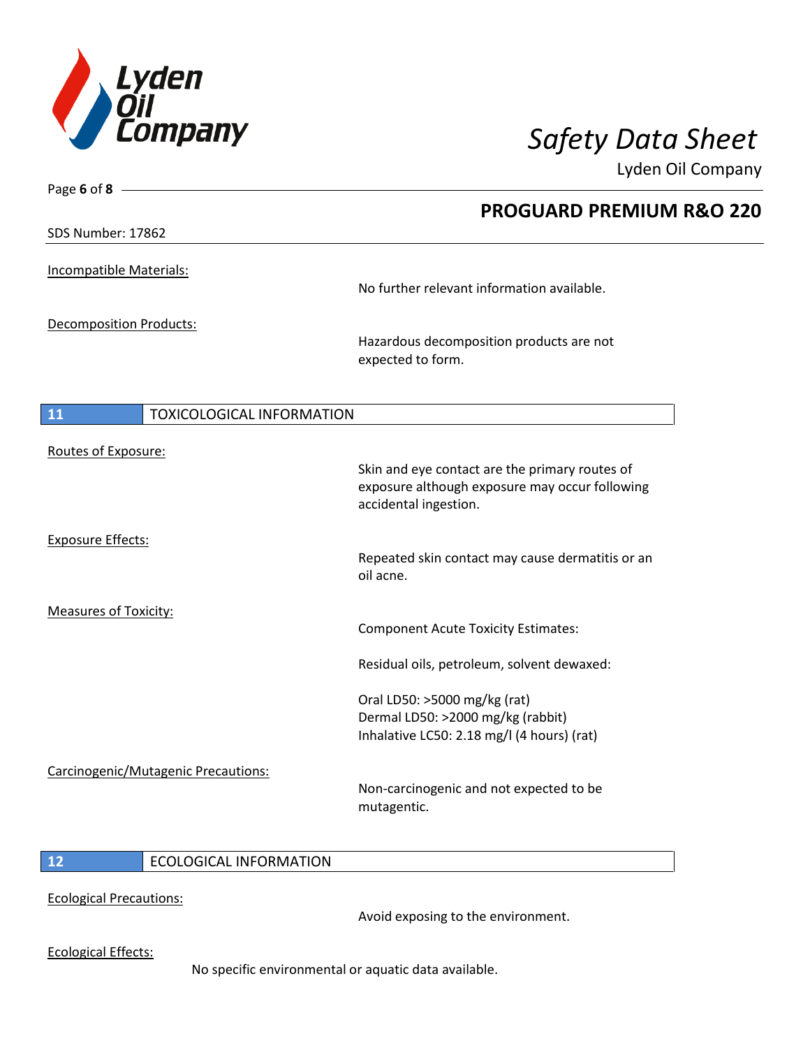Incompatible Materials:

No further relevant information available.

Decomposition Products:

Hazardous decomposition products are not expected to form.

## 11 TOXICOLOGICAL INFORMATION

Routes of Exposure:

Skin and eye contact are the primary routes of exposure although exposure may occur following accidental ingestion.

Exposure Effects:

Repeated skin contact may cause dermatitis or an oil acne.

Measures of Toxicity:

Component Acute Toxicity Estimates:

Residual oils, petroleum, solvent dewaxed:

Oral LD50: >5000 mg/kg (rat)
Dermal LD50: >2000 mg/kg (rabbit)
Inhalative LC50: 2.18 mg/l (4 hours) (rat)

Carcinogenic/Mutagenic Precautions:

Non-carcinogenic and not expected to be mutagentic.

## 12 ECOLOGICAL INFORMATION

Ecological Precautions:

Avoid exposing to the environment.

Ecological Effects:

No specific environmental or aquatic data available.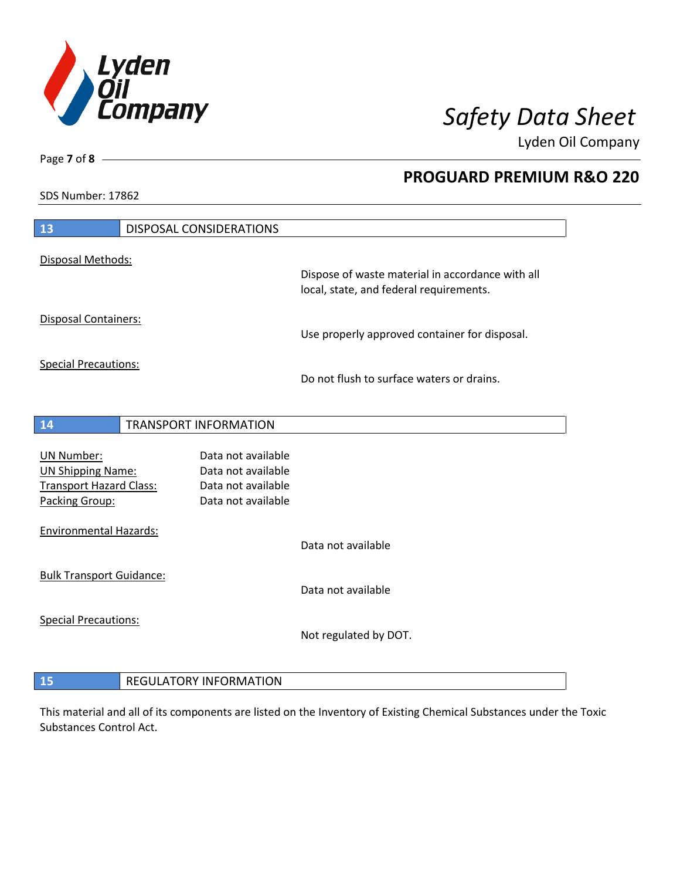SDS Number: 17862

## 13 DISPOSAL CONSIDERATIONS

Disposal Methods:

Dispose of waste material in accordance with all local, state, and federal requirements.

Disposal Containers:

Use properly approved container for disposal.

Special Precautions:

Do not flush to surface waters or drains.

## 14 TRANSPORT INFORMATION

UN Number: Data not available
UN Shipping Name: Data not available
Transport Hazard Class: Data not available
Packing Group: Data not available

Environmental Hazards:

Data not available

Bulk Transport Guidance:

Data not available

Special Precautions:

Not regulated by DOT.

## 15 REGULATORY INFORMATION

This material and all of its components are listed on the Inventory of Existing Chemical Substances under the Toxic Substances Control Act.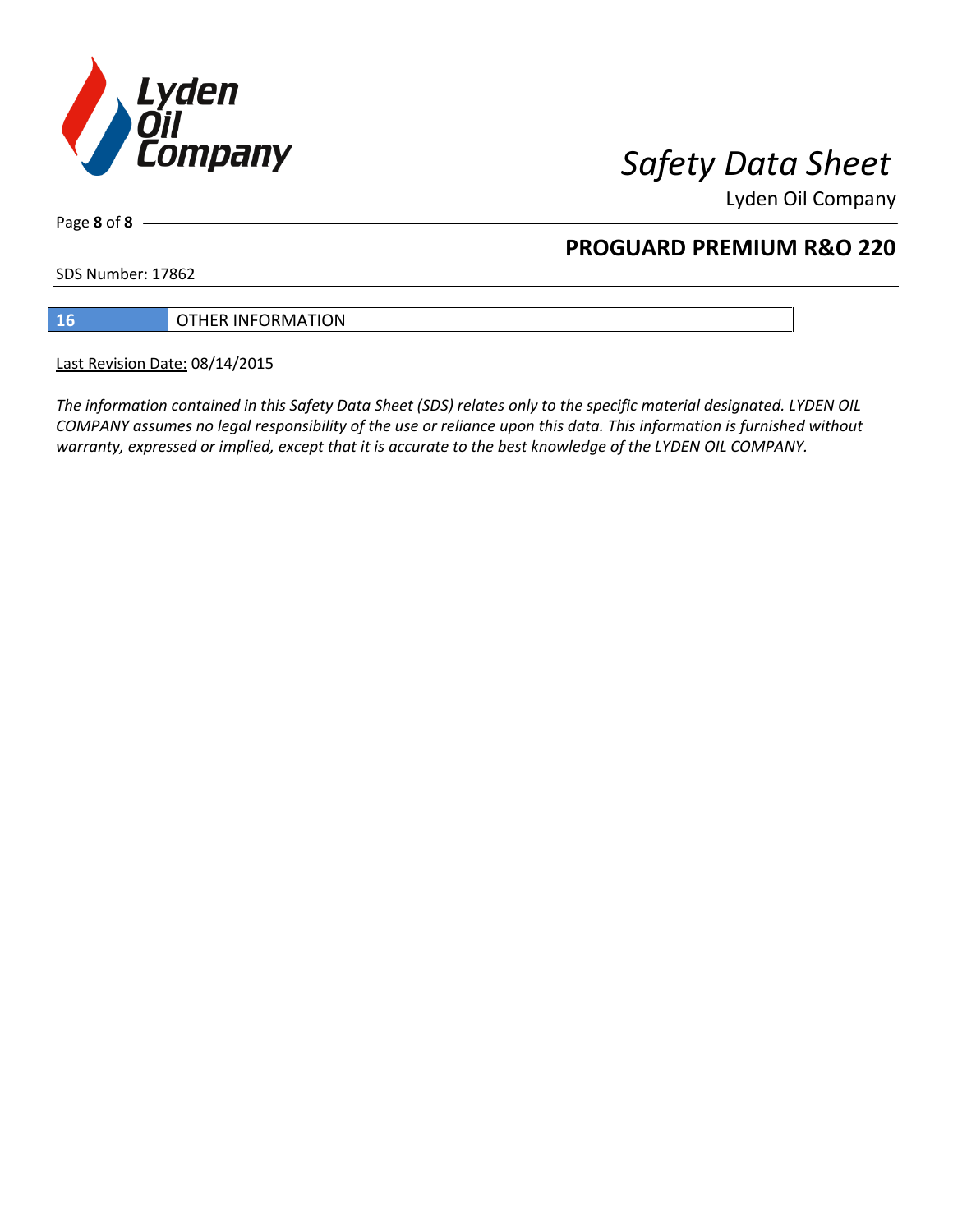## 16 OTHER INFORMATION

Last Revision Date: 08/14/2015

*The information contained in this Safety Data Sheet (SDS) relates only to the specific material designated. LYDEN OIL COMPANY assumes no legal responsibility of the use or reliance upon this data. This information is furnished without warranty, expressed or implied, except that it is accurate to the best knowledge of the LYDEN OIL COMPANY.*